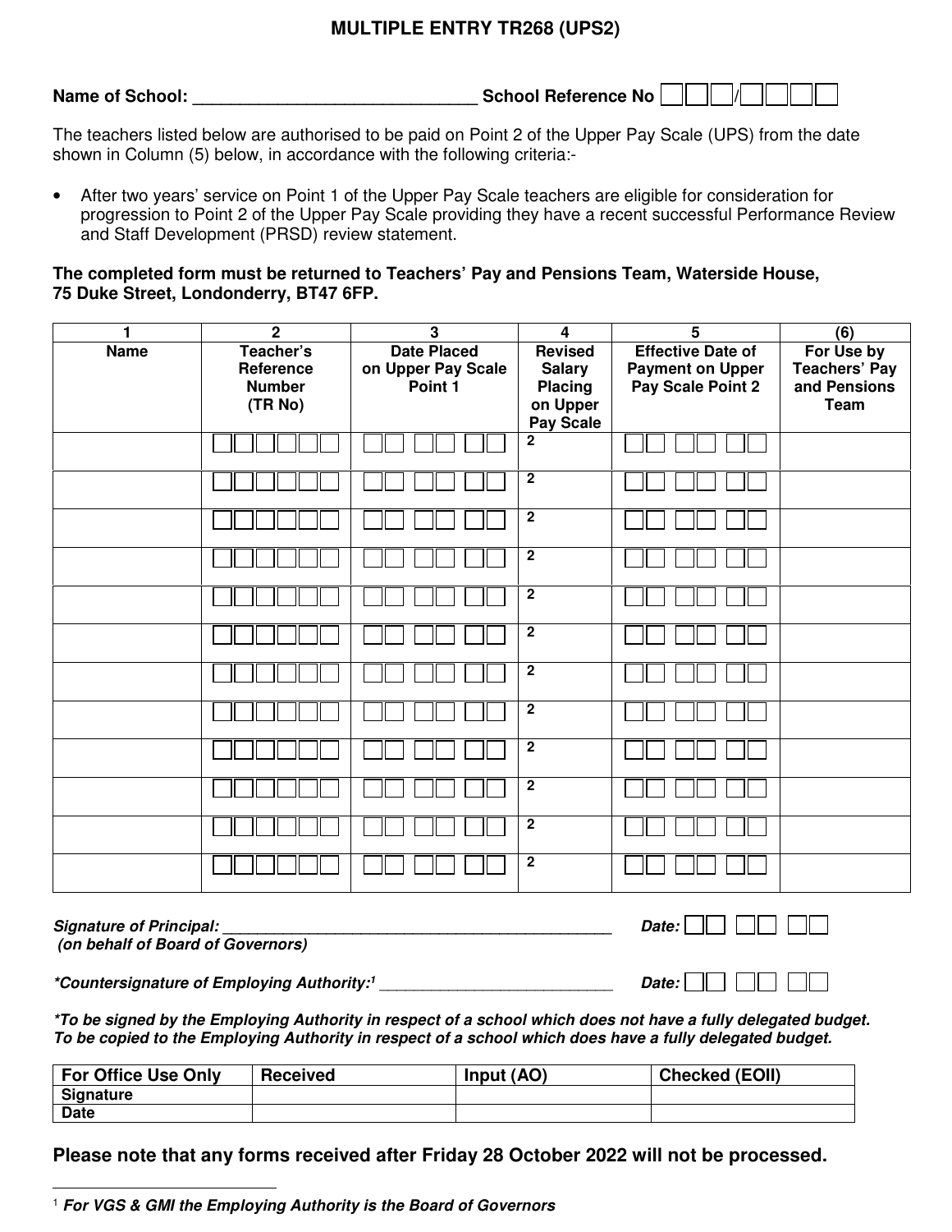# MULTIPLE ENTRY TR268 (UPS2)

**Name of School:** ______________________________ **School Reference No** ☐☐☐/☐☐☐☐

The teachers listed below are authorised to be paid on Point 2 of the Upper Pay Scale (UPS) from the date shown in Column (5) below, in accordance with the following criteria:-

- After two years' service on Point 1 of the Upper Pay Scale teachers are eligible for consideration for progression to Point 2 of the Upper Pay Scale providing they have a recent successful Performance Review and Staff Development (PRSD) review statement.

**The completed form must be returned to Teachers' Pay and Pensions Team, Waterside House, 75 Duke Street, Londonderry, BT47 6FP.**

| 1 | 2 | 3 | 4 | 5 | (6) |
|---|---|---|---|---|---|
| **Name** | **Teacher's Reference Number (TR No)** | **Date Placed on Upper Pay Scale Point 1** | **Revised Salary Placing on Upper Pay Scale** | **Effective Date of Payment on Upper Pay Scale Point 2** | **For Use by Teachers' Pay and Pensions Team** |
| | ☐☐☐☐☐☐ | ☐☐ ☐☐ ☐☐ | 2 | ☐☐ ☐☐ ☐☐ | |
| | ☐☐☐☐☐☐ | ☐☐ ☐☐ ☐☐ | 2 | ☐☐ ☐☐ ☐☐ | |
| | ☐☐☐☐☐☐ | ☐☐ ☐☐ ☐☐ | 2 | ☐☐ ☐☐ ☐☐ | |
| | ☐☐☐☐☐☐ | ☐☐ ☐☐ ☐☐ | 2 | ☐☐ ☐☐ ☐☐ | |
| | ☐☐☐☐☐☐ | ☐☐ ☐☐ ☐☐ | 2 | ☐☐ ☐☐ ☐☐ | |
| | ☐☐☐☐☐☐ | ☐☐ ☐☐ ☐☐ | 2 | ☐☐ ☐☐ ☐☐ | |
| | ☐☐☐☐☐☐ | ☐☐ ☐☐ ☐☐ | 2 | ☐☐ ☐☐ ☐☐ | |
| | ☐☐☐☐☐☐ | ☐☐ ☐☐ ☐☐ | 2 | ☐☐ ☐☐ ☐☐ | |
| | ☐☐☐☐☐☐ | ☐☐ ☐☐ ☐☐ | 2 | ☐☐ ☐☐ ☐☐ | |
| | ☐☐☐☐☐☐ | ☐☐ ☐☐ ☐☐ | 2 | ☐☐ ☐☐ ☐☐ | |
| | ☐☐☐☐☐☐ | ☐☐ ☐☐ ☐☐ | 2 | ☐☐ ☐☐ ☐☐ | |
| | ☐☐☐☐☐☐ | ☐☐ ☐☐ ☐☐ | 2 | ☐☐ ☐☐ ☐☐ | |

***Signature of Principal:*** ______________________________ ***Date:*** ☐☐ ☐☐ ☐☐
***(on behalf of Board of Governors)***

***\*Countersignature of Employing Authority:***[1] ______________________________ ***Date:*** ☐☐ ☐☐ ☐☐

***\*To be signed by the Employing Authority in respect of a school which does not have a fully delegated budget. To be copied to the Employing Authority in respect of a school which does have a fully delegated budget.***

| For Office Use Only | Received | Input (AO) | Checked (EOII) |
|---|---|---|---|
| **Signature** | | | |
| **Date** | | | |

**Please note that any forms received after Friday 28 October 2022 will not be processed.**

[1] ***For VGS & GMI the Employing Authority is the Board of Governors***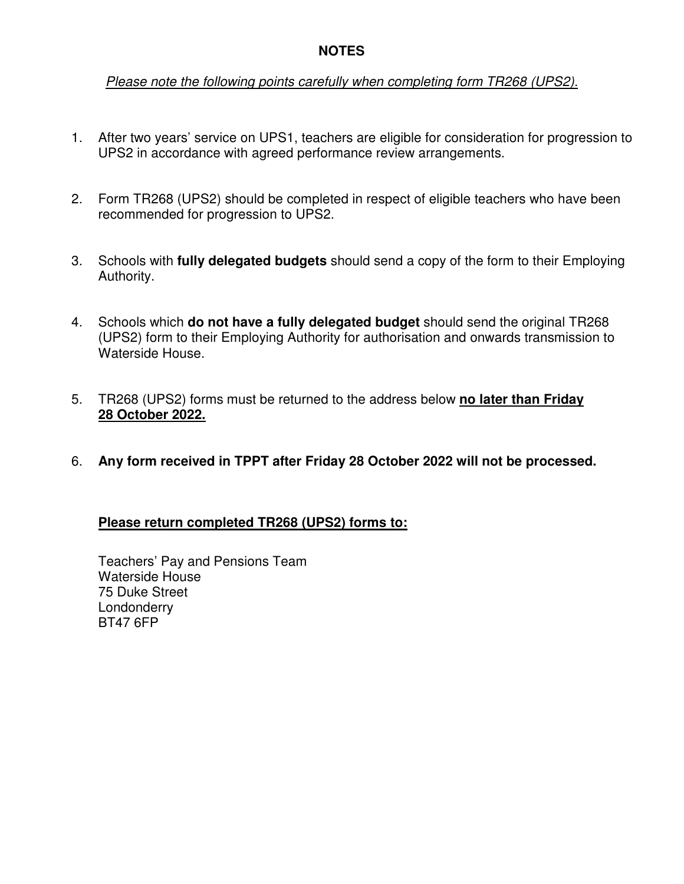# NOTES

*Please note the following points carefully when completing form TR268 (UPS2).*

1. After two years' service on UPS1, teachers are eligible for consideration for progression to UPS2 in accordance with agreed performance review arrangements.

2. Form TR268 (UPS2) should be completed in respect of eligible teachers who have been recommended for progression to UPS2.

3. Schools with **fully delegated budgets** should send a copy of the form to their Employing Authority.

4. Schools which **do not have a fully delegated budget** should send the original TR268 (UPS2) form to their Employing Authority for authorisation and onwards transmission to Waterside House.

5. TR268 (UPS2) forms must be returned to the address below **no later than Friday 28 October 2022.**

6. **Any form received in TPPT after Friday 28 October 2022 will not be processed.**

**Please return completed TR268 (UPS2) forms to:**

Teachers' Pay and Pensions Team
Waterside House
75 Duke Street
Londonderry
BT47 6FP